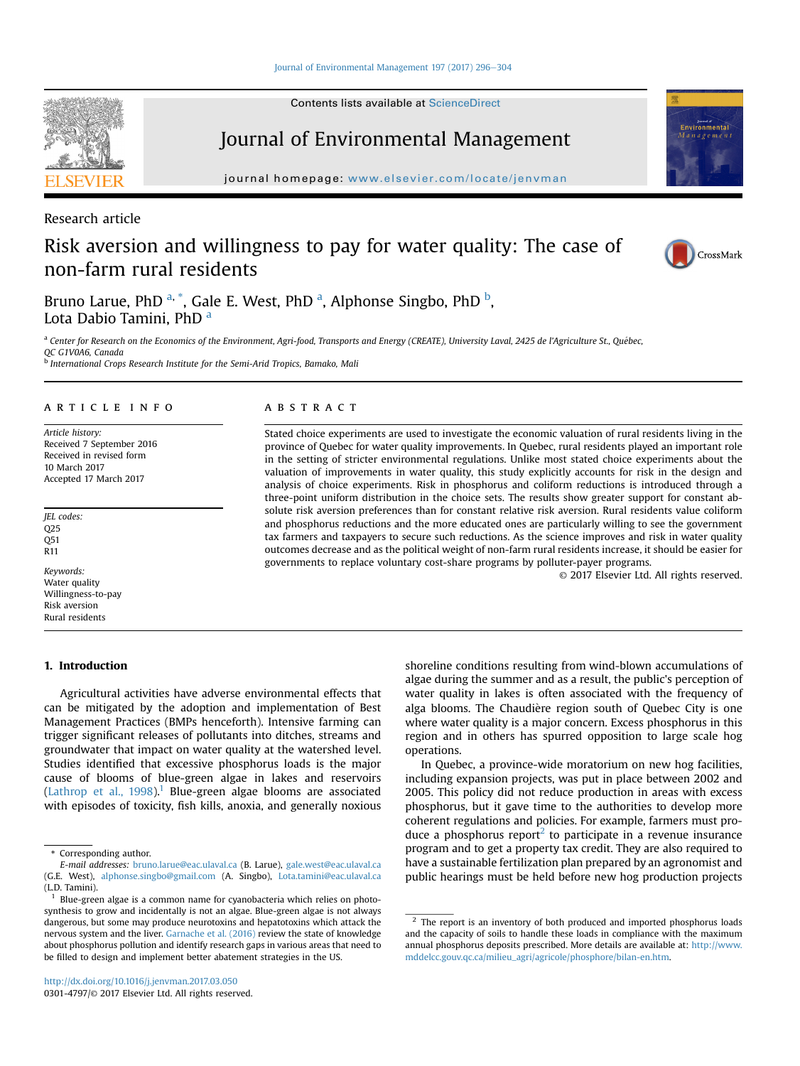Research article

# Risk aversion and willingness to pay for water quality: The case of non-farm rural residents

Bruno Larue, PhD [a,*], Gale E. West, PhD [a], Alphonse Singbo, PhD [b], Lota Dabio Tamini, PhD [a]

[a] Center for Research on the Economics of the Environment, Agri-food, Transports and Energy (CREATE), University Laval, 2425 de l'Agriculture St., Québec, QC G1V0A6, Canada

[b] International Crops Research Institute for the Semi-Arid Tropics, Bamako, Mali

## ARTICLE INFO

*Article history:*
Received 7 September 2016
Received in revised form
10 March 2017
Accepted 17 March 2017

*JEL codes:*
Q25
Q51
R11

*Keywords:*
Water quality
Willingness-to-pay
Risk aversion
Rural residents

## ABSTRACT

Stated choice experiments are used to investigate the economic valuation of rural residents living in the province of Quebec for water quality improvements. In Quebec, rural residents played an important role in the setting of stricter environmental regulations. Unlike most stated choice experiments about the valuation of improvements in water quality, this study explicitly accounts for risk in the design and analysis of choice experiments. Risk in phosphorus and coliform reductions is introduced through a three-point uniform distribution in the choice sets. The results show greater support for constant absolute risk aversion preferences than for constant relative risk aversion. Rural residents value coliform and phosphorus reductions and the more educated ones are particularly willing to see the government tax farmers and taxpayers to secure such reductions. As the science improves and risk in water quality outcomes decrease and as the political weight of non-farm rural residents increase, it should be easier for governments to replace voluntary cost-share programs by polluter-payer programs.

© 2017 Elsevier Ltd. All rights reserved.

## 1. Introduction

Agricultural activities have adverse environmental effects that can be mitigated by the adoption and implementation of Best Management Practices (BMPs henceforth). Intensive farming can trigger significant releases of pollutants into ditches, streams and groundwater that impact on water quality at the watershed level. Studies identified that excessive phosphorus loads is the major cause of blooms of blue-green algae in lakes and reservoirs (Lathrop et al., 1998).[1] Blue-green algae blooms are associated with episodes of toxicity, fish kills, anoxia, and generally noxious shoreline conditions resulting from wind-blown accumulations of algae during the summer and as a result, the public's perception of water quality in lakes is often associated with the frequency of alga blooms. The Chaudière region south of Quebec City is one where water quality is a major concern. Excess phosphorus in this region and in others has spurred opposition to large scale hog operations.

In Quebec, a province-wide moratorium on new hog facilities, including expansion projects, was put in place between 2002 and 2005. This policy did not reduce production in areas with excess phosphorus, but it gave time to the authorities to develop more coherent regulations and policies. For example, farmers must produce a phosphorus report[2] to participate in a revenue insurance program and to get a property tax credit. They are also required to have a sustainable fertilization plan prepared by an agronomist and public hearings must be held before new hog production projects

* Corresponding author.
*E-mail addresses:* bruno.larue@eac.ulaval.ca (B. Larue), gale.west@eac.ulaval.ca (G.E. West), alphonse.singbo@gmail.com (A. Singbo), Lota.tamini@eac.ulaval.ca (L.D. Tamini).

[1] Blue-green algae is a common name for cyanobacteria which relies on photosynthesis to grow and incidentally is not an algae. Blue-green algae is not always dangerous, but some may produce neurotoxins and hepatotoxins which attack the nervous system and the liver. Garnache et al. (2016) review the state of knowledge about phosphorus pollution and identify research gaps in various areas that need to be filled to design and implement better abatement strategies in the US.

[2] The report is an inventory of both produced and imported phosphorus loads and the capacity of soils to handle these loads in compliance with the maximum annual phosphorus deposits prescribed. More details are available at: http://www.mddelcc.gouv.qc.ca/milieu_agri/agricole/phosphore/bilan-en.htm.

http://dx.doi.org/10.1016/j.jenvman.2017.03.050
0301-4797/© 2017 Elsevier Ltd. All rights reserved.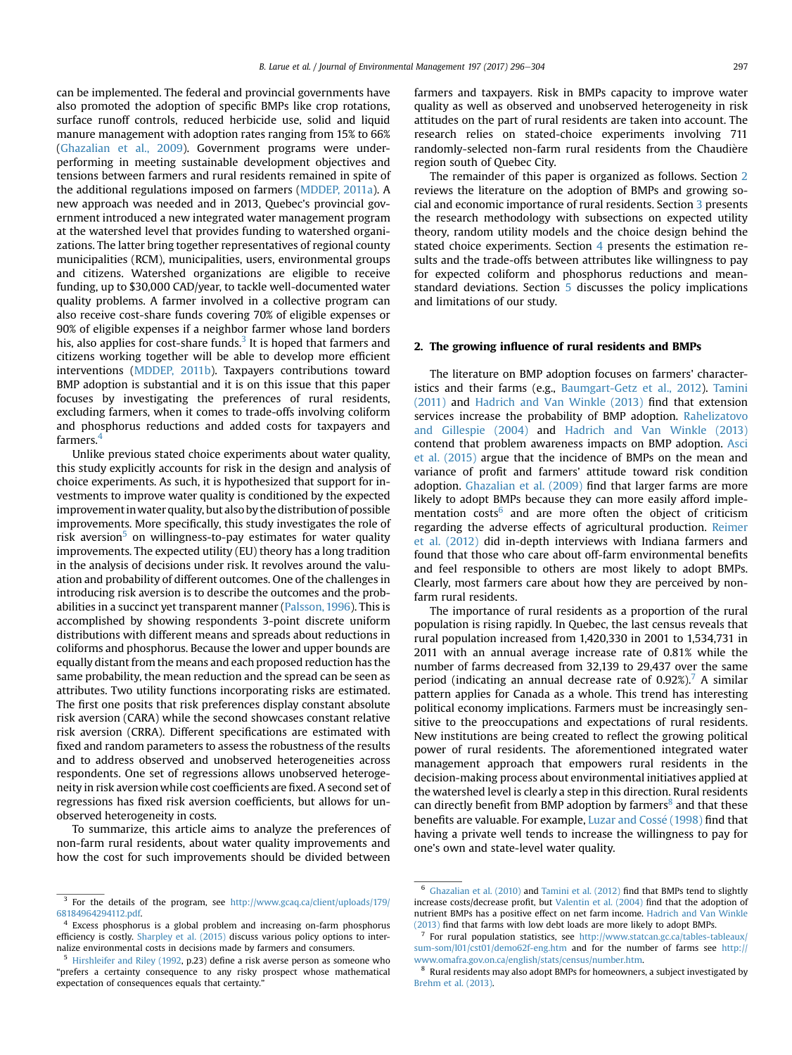can be implemented. The federal and provincial governments have also promoted the adoption of specific BMPs like crop rotations, surface runoff controls, reduced herbicide use, solid and liquid manure management with adoption rates ranging from 15% to 66% (Ghazalian et al., 2009). Government programs were underperforming in meeting sustainable development objectives and tensions between farmers and rural residents remained in spite of the additional regulations imposed on farmers (MDDEP, 2011a). A new approach was needed and in 2013, Quebec's provincial government introduced a new integrated water management program at the watershed level that provides funding to watershed organizations. The latter bring together representatives of regional county municipalities (RCM), municipalities, users, environmental groups and citizens. Watershed organizations are eligible to receive funding, up to $30,000 CAD/year, to tackle well-documented water quality problems. A farmer involved in a collective program can also receive cost-share funds covering 70% of eligible expenses or 90% of eligible expenses if a neighbor farmer whose land borders his, also applies for cost-share funds.[3] It is hoped that farmers and citizens working together will be able to develop more efficient interventions (MDDEP, 2011b). Taxpayers contributions toward BMP adoption is substantial and it is on this issue that this paper focuses by investigating the preferences of rural residents, excluding farmers, when it comes to trade-offs involving coliform and phosphorus reductions and added costs for taxpayers and farmers.[4]

Unlike previous stated choice experiments about water quality, this study explicitly accounts for risk in the design and analysis of choice experiments. As such, it is hypothesized that support for investments to improve water quality is conditioned by the expected improvement in water quality, but also by the distribution of possible improvements. More specifically, this study investigates the role of risk aversion[5] on willingness-to-pay estimates for water quality improvements. The expected utility (EU) theory has a long tradition in the analysis of decisions under risk. It revolves around the valuation and probability of different outcomes. One of the challenges in introducing risk aversion is to describe the outcomes and the probabilities in a succinct yet transparent manner (Palsson, 1996). This is accomplished by showing respondents 3-point discrete uniform distributions with different means and spreads about reductions in coliforms and phosphorus. Because the lower and upper bounds are equally distant from the means and each proposed reduction has the same probability, the mean reduction and the spread can be seen as attributes. Two utility functions incorporating risks are estimated. The first one posits that risk preferences display constant absolute risk aversion (CARA) while the second showcases constant relative risk aversion (CRRA). Different specifications are estimated with fixed and random parameters to assess the robustness of the results and to address observed and unobserved heterogeneities across respondents. One set of regressions allows unobserved heterogeneity in risk aversion while cost coefficients are fixed. A second set of regressions has fixed risk aversion coefficients, but allows for unobserved heterogeneity in costs.

To summarize, this article aims to analyze the preferences of non-farm rural residents, about water quality improvements and how the cost for such improvements should be divided between farmers and taxpayers. Risk in BMPs capacity to improve water quality as well as observed and unobserved heterogeneity in risk attitudes on the part of rural residents are taken into account. The research relies on stated-choice experiments involving 711 randomly-selected non-farm rural residents from the Chaudière region south of Quebec City.

The remainder of this paper is organized as follows. Section 2 reviews the literature on the adoption of BMPs and growing social and economic importance of rural residents. Section 3 presents the research methodology with subsections on expected utility theory, random utility models and the choice design behind the stated choice experiments. Section 4 presents the estimation results and the trade-offs between attributes like willingness to pay for expected coliform and phosphorus reductions and mean-standard deviations. Section 5 discusses the policy implications and limitations of our study.

## 2. The growing influence of rural residents and BMPs

The literature on BMP adoption focuses on farmers' characteristics and their farms (e.g., Baumgart-Getz et al., 2012). Tamini (2011) and Hadrich and Van Winkle (2013) find that extension services increase the probability of BMP adoption. Rahelizatovo and Gillespie (2004) and Hadrich and Van Winkle (2013) contend that problem awareness impacts on BMP adoption. Asci et al. (2015) argue that the incidence of BMPs on the mean and variance of profit and farmers' attitude toward risk condition adoption. Ghazalian et al. (2009) find that larger farms are more likely to adopt BMPs because they can more easily afford implementation costs[6] and are more often the object of criticism regarding the adverse effects of agricultural production. Reimer et al. (2012) did in-depth interviews with Indiana farmers and found that those who care about off-farm environmental benefits and feel responsible to others are most likely to adopt BMPs. Clearly, most farmers care about how they are perceived by non-farm rural residents.

The importance of rural residents as a proportion of the rural population is rising rapidly. In Quebec, the last census reveals that rural population increased from 1,420,330 in 2001 to 1,534,731 in 2011 with an annual average increase rate of 0.81% while the number of farms decreased from 32,139 to 29,437 over the same period (indicating an annual decrease rate of 0.92%).[7] A similar pattern applies for Canada as a whole. This trend has interesting political economy implications. Farmers must be increasingly sensitive to the preoccupations and expectations of rural residents. New institutions are being created to reflect the growing political power of rural residents. The aforementioned integrated water management approach that empowers rural residents in the decision-making process about environmental initiatives applied at the watershed level is clearly a step in this direction. Rural residents can directly benefit from BMP adoption by farmers[8] and that these benefits are valuable. For example, Luzar and Cossé (1998) find that having a private well tends to increase the willingness to pay for one's own and state-level water quality.

---

[3] For the details of the program, see http://www.gcaq.ca/client/uploads/179/68184964294112.pdf.

[4] Excess phosphorus is a global problem and increasing on-farm phosphorus efficiency is costly. Sharpley et al. (2015) discuss various policy options to internalize environmental costs in decisions made by farmers and consumers.

[5] Hirshleifer and Riley (1992, p.23) define a risk averse person as someone who "prefers a certainty consequence to any risky prospect whose mathematical expectation of consequences equals that certainty."

[6] Ghazalian et al. (2010) and Tamini et al. (2012) find that BMPs tend to slightly increase costs/decrease profit, but Valentin et al. (2004) find that the adoption of nutrient BMPs has a positive effect on net farm income. Hadrich and Van Winkle (2013) find that farms with low debt loads are more likely to adopt BMPs.

[7] For rural population statistics, see http://www.statcan.gc.ca/tables-tableaux/sum-som/l01/cst01/demo62f-eng.htm and for the number of farms see http://www.omafra.gov.on.ca/english/stats/census/number.htm.

[8] Rural residents may also adopt BMPs for homeowners, a subject investigated by Brehm et al. (2013).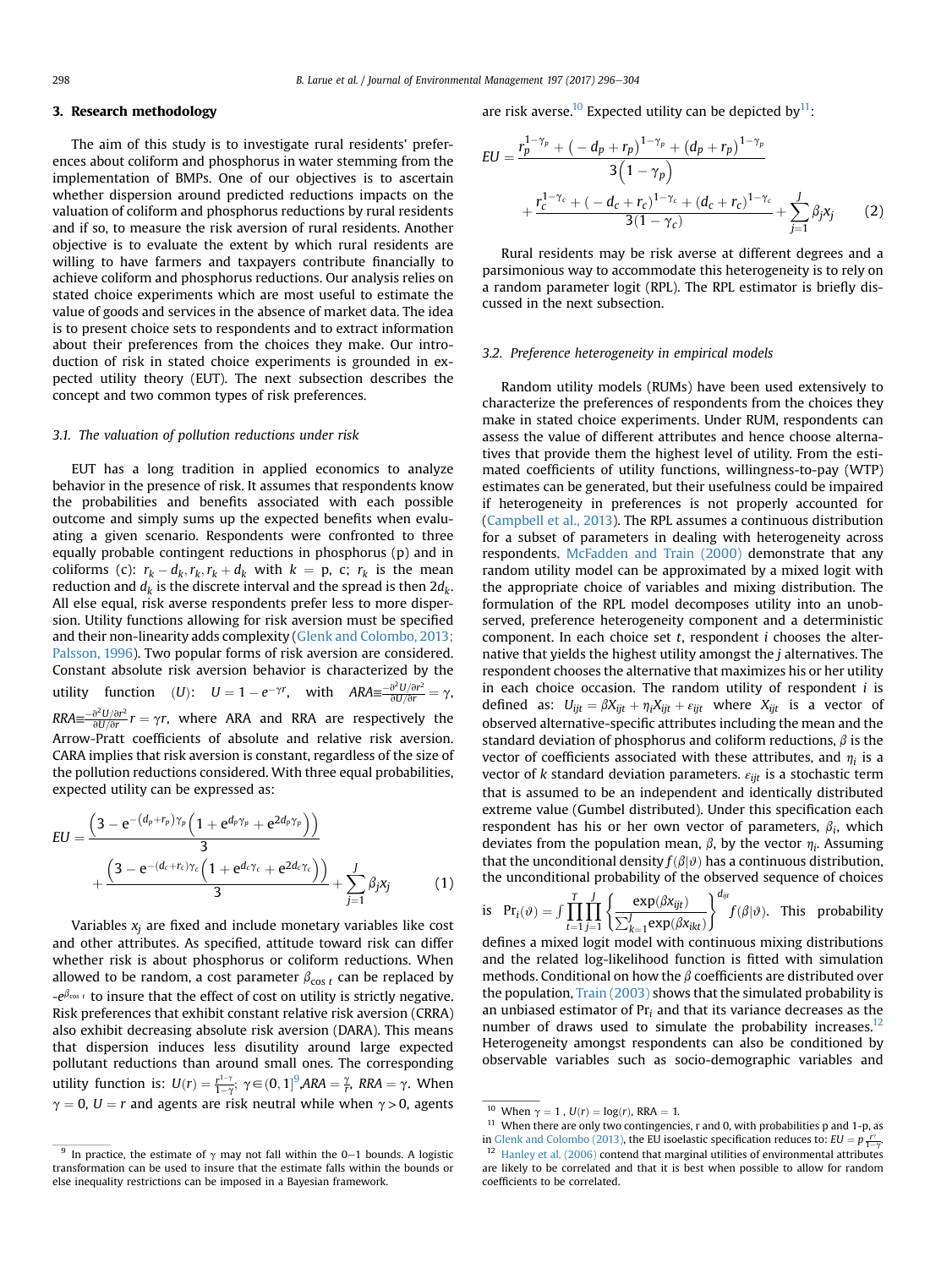## 3. Research methodology

The aim of this study is to investigate rural residents' preferences about coliform and phosphorus in water stemming from the implementation of BMPs. One of our objectives is to ascertain whether dispersion around predicted reductions impacts on the valuation of coliform and phosphorus reductions by rural residents and if so, to measure the risk aversion of rural residents. Another objective is to evaluate the extent by which rural residents are willing to have farmers and taxpayers contribute financially to achieve coliform and phosphorus reductions. Our analysis relies on stated choice experiments which are most useful to estimate the value of goods and services in the absence of market data. The idea is to present choice sets to respondents and to extract information about their preferences from the choices they make. Our introduction of risk in stated choice experiments is grounded in expected utility theory (EUT). The next subsection describes the concept and two common types of risk preferences.

### 3.1. The valuation of pollution reductions under risk

EUT has a long tradition in applied economics to analyze behavior in the presence of risk. It assumes that respondents know the probabilities and benefits associated with each possible outcome and simply sums up the expected benefits when evaluating a given scenario. Respondents were confronted to three equally probable contingent reductions in phosphorus (p) and in coliforms (c): $r_k - d_k, r_k, r_k + d_k$ with $k$ = p, c; $r_k$ is the mean reduction and $d_k$ is the discrete interval and the spread is then $2d_k$. All else equal, risk averse respondents prefer less to more dispersion. Utility functions allowing for risk aversion must be specified and their non-linearity adds complexity (Glenk and Colombo, 2013; Palsson, 1996). Two popular forms of risk aversion are considered. Constant absolute risk aversion behavior is characterized by the utility function ($U$): $U = 1 - e^{-\gamma r}$, with $ARA \equiv \frac{-\partial^2 U/\partial r^2}{\partial U/\partial r} = \gamma$, $RRA \equiv \frac{-\partial^2 U/\partial r^2}{\partial U/\partial r} r = \gamma r$, where ARA and RRA are respectively the Arrow-Pratt coefficients of absolute and relative risk aversion. CARA implies that risk aversion is constant, regardless of the size of the pollution reductions considered. With three equal probabilities, expected utility can be expressed as:

$$EU = \frac{\left(3 - e^{-(d_p + r_p)\gamma_p}\left(1 + e^{d_p \gamma_p} + e^{2d_p \gamma_p}\right)\right)}{3} + \frac{\left(3 - e^{-(d_c + r_c)\gamma_c}\left(1 + e^{d_c \gamma_c} + e^{2d_c \gamma_c}\right)\right)}{3} + \sum_{j=1}^{J} \beta_j x_j \tag{1}$$

Variables $x_j$ are fixed and include monetary variables like cost and other attributes. As specified, attitude toward risk can differ whether risk is about phosphorus or coliform reductions. When allowed to be random, a cost parameter $\beta_{\cos t}$ can be replaced by $-e^{\beta_{\cos t}}$ to insure that the effect of cost on utility is strictly negative. Risk preferences that exhibit constant relative risk aversion (CRRA) also exhibit decreasing absolute risk aversion (DARA). This means that dispersion induces less disutility around large expected pollutant reductions than around small ones. The corresponding utility function is: $U(r) = \frac{r^{1-\gamma}}{1-\gamma}$; $\gamma \in (0, 1]$[9], $ARA = \frac{\gamma}{r}$, $RRA = \gamma$. When $\gamma = 0$, $U = r$ and agents are risk neutral while when $\gamma > 0$, agents are risk averse.[10] Expected utility can be depicted by[11]:

$$EU = \frac{r_p^{1-\gamma_p} + (-d_p + r_p)^{1-\gamma_p} + (d_p + r_p)^{1-\gamma_p}}{3\left(1 - \gamma_p\right)} + \frac{r_c^{1-\gamma_c} + (-d_c + r_c)^{1-\gamma_c} + (d_c + r_c)^{1-\gamma_c}}{3(1 - \gamma_c)} + \sum_{j=1}^{J} \beta_j x_j \tag{2}$$

Rural residents may be risk averse at different degrees and a parsimonious way to accommodate this heterogeneity is to rely on a random parameter logit (RPL). The RPL estimator is briefly discussed in the next subsection.

### 3.2. Preference heterogeneity in empirical models

Random utility models (RUMs) have been used extensively to characterize the preferences of respondents from the choices they make in stated choice experiments. Under RUM, respondents can assess the value of different attributes and hence choose alternatives that provide them the highest level of utility. From the estimated coefficients of utility functions, willingness-to-pay (WTP) estimates can be generated, but their usefulness could be impaired if heterogeneity in preferences is not properly accounted for (Campbell et al., 2013). The RPL assumes a continuous distribution for a subset of parameters in dealing with heterogeneity across respondents. McFadden and Train (2000) demonstrate that any random utility model can be approximated by a mixed logit with the appropriate choice of variables and mixing distribution. The formulation of the RPL model decomposes utility into an unobserved, preference heterogeneity component and a deterministic component. In each choice set $t$, respondent $i$ chooses the alternative that yields the highest utility amongst the $j$ alternatives. The respondent chooses the alternative that maximizes his or her utility in each choice occasion. The random utility of respondent $i$ is defined as: $U_{ijt} = \beta X_{ijt} + \eta_i X_{ijt} + \varepsilon_{ijt}$ where $X_{ijt}$ is a vector of observed alternative-specific attributes including the mean and the standard deviation of phosphorus and coliform reductions, $\beta$ is the vector of coefficients associated with these attributes, and $\eta_i$ is a vector of $k$ standard deviation parameters. $\varepsilon_{ijt}$ is a stochastic term that is assumed to be an independent and identically distributed extreme value (Gumbel distributed). Under this specification each respondent has his or her own vector of parameters, $\beta_i$, which deviates from the population mean, $\beta$, by the vector $\eta_i$. Assuming that the unconditional density $f(\beta|\vartheta)$ has a continuous distribution, the unconditional probability of the observed sequence of choices is $\Pr_i(\vartheta) = \int \prod_{t=1}^{T} \prod_{j=1}^{J} \left\{ \frac{\exp(\beta x_{ijt})}{\sum_{k=1}^{J} \exp(\beta x_{ikt})} \right\}^{d_{ijt}} f(\beta|\vartheta)$. This probability defines a mixed logit model with continuous mixing distributions and the related log-likelihood function is fitted with simulation methods. Conditional on how the $\beta$ coefficients are distributed over the population, Train (2003) shows that the simulated probability is an unbiased estimator of $\Pr_i$ and that its variance decreases as the number of draws used to simulate the probability increases.[12] Heterogeneity amongst respondents can also be conditioned by observable variables such as socio-demographic variables and

---

[9] In practice, the estimate of $\gamma$ may not fall within the 0–1 bounds. A logistic transformation can be used to insure that the estimate falls within the bounds or else inequality restrictions can be imposed in a Bayesian framework.

[10] When $\gamma = 1$ , $U(r) = \log(r)$, RRA = 1.

[11] When there are only two contingencies, r and 0, with probabilities p and 1-p, as in Glenk and Colombo (2013), the EU isoelastic specification reduces to: $EU = p \frac{r^{\gamma}}{1-\gamma}$.

[12] Hanley et al. (2006) contend that marginal utilities of environmental attributes are likely to be correlated and that it is best when possible to allow for random coefficients to be correlated.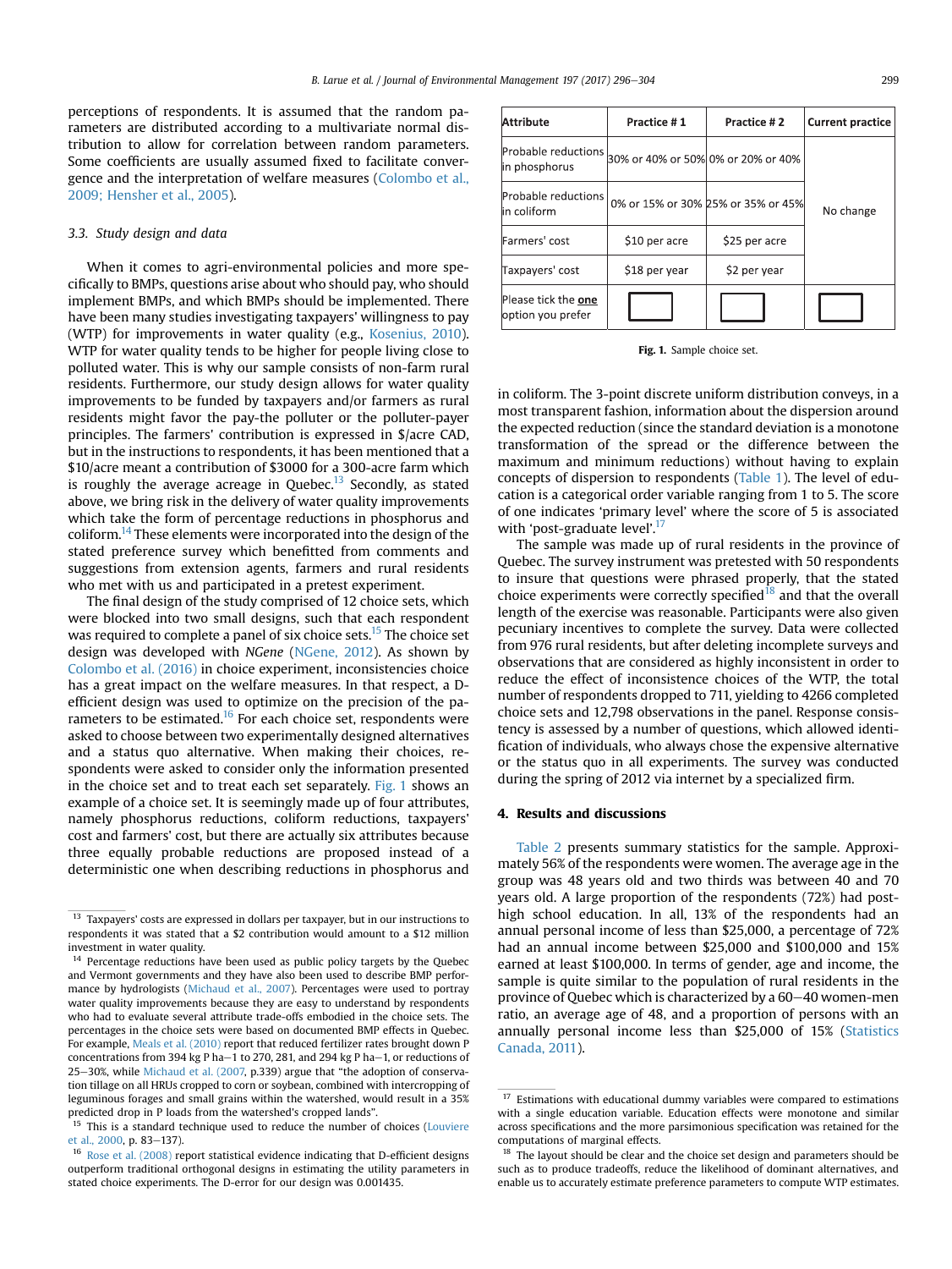perceptions of respondents. It is assumed that the random parameters are distributed according to a multivariate normal distribution to allow for correlation between random parameters. Some coefficients are usually assumed fixed to facilitate convergence and the interpretation of welfare measures (Colombo et al., 2009; Hensher et al., 2005).

### 3.3. Study design and data

When it comes to agri-environmental policies and more specifically to BMPs, questions arise about who should pay, who should implement BMPs, and which BMPs should be implemented. There have been many studies investigating taxpayers' willingness to pay (WTP) for improvements in water quality (e.g., Kosenius, 2010). WTP for water quality tends to be higher for people living close to polluted water. This is why our sample consists of non-farm rural residents. Furthermore, our study design allows for water quality improvements to be funded by taxpayers and/or farmers as rural residents might favor the pay-the polluter or the polluter-payer principles. The farmers' contribution is expressed in $/acre CAD, but in the instructions to respondents, it has been mentioned that a $10/acre meant a contribution of $3000 for a 300-acre farm which is roughly the average acreage in Quebec.[13] Secondly, as stated above, we bring risk in the delivery of water quality improvements which take the form of percentage reductions in phosphorus and coliform.[14] These elements were incorporated into the design of the stated preference survey which benefitted from comments and suggestions from extension agents, farmers and rural residents who met with us and participated in a pretest experiment.

The final design of the study comprised of 12 choice sets, which were blocked into two small designs, such that each respondent was required to complete a panel of six choice sets.[15] The choice set design was developed with *NGene* (NGene, 2012). As shown by Colombo et al. (2016) in choice experiment, inconsistencies choice has a great impact on the welfare measures. In that respect, a D-efficient design was used to optimize on the precision of the parameters to be estimated.[16] For each choice set, respondents were asked to choose between two experimentally designed alternatives and a status quo alternative. When making their choices, respondents were asked to consider only the information presented in the choice set and to treat each set separately. Fig. 1 shows an example of a choice set. It is seemingly made up of four attributes, namely phosphorus reductions, coliform reductions, taxpayers' cost and farmers' cost, but there are actually six attributes because three equally probable reductions are proposed instead of a deterministic one when describing reductions in phosphorus and in coliform. The 3-point discrete uniform distribution conveys, in a most transparent fashion, information about the dispersion around the expected reduction (since the standard deviation is a monotone transformation of the spread or the difference between the maximum and minimum reductions) without having to explain concepts of dispersion to respondents (Table 1). The level of education is a categorical order variable ranging from 1 to 5. The score of one indicates 'primary level' where the score of 5 is associated with 'post-graduate level'.[17]

| Attribute | Practice # 1 | Practice # 2 | Current practice |
|---|---|---|---|
| Probable reductions in phosphorus | 30% or 40% or 50% | 0% or 20% or 40% | No change |
| Probable reductions in coliform | 0% or 15% or 30% | 25% or 35% or 45% | |
| Farmers' cost | $10 per acre | $25 per acre | |
| Taxpayers' cost | $18 per year | $2 per year | |
| Please tick the **one** option you prefer | ☐ | ☐ | ☐ |

**Fig. 1.** Sample choice set.

The sample was made up of rural residents in the province of Quebec. The survey instrument was pretested with 50 respondents to insure that questions were phrased properly, that the stated choice experiments were correctly specified[18] and that the overall length of the exercise was reasonable. Participants were also given pecuniary incentives to complete the survey. Data were collected from 976 rural residents, but after deleting incomplete surveys and observations that are considered as highly inconsistent in order to reduce the effect of inconsistence choices of the WTP, the total number of respondents dropped to 711, yielding to 4266 completed choice sets and 12,798 observations in the panel. Response consistency is assessed by a number of questions, which allowed identification of individuals, who always chose the expensive alternative or the status quo in all experiments. The survey was conducted during the spring of 2012 via internet by a specialized firm.

## 4. Results and discussions

Table 2 presents summary statistics for the sample. Approximately 56% of the respondents were women. The average age in the group was 48 years old and two thirds was between 40 and 70 years old. A large proportion of the respondents (72%) had post-high school education. In all, 13% of the respondents had an annual personal income of less than $25,000, a percentage of 72% had an annual income between $25,000 and $100,000 and 15% earned at least $100,000. In terms of gender, age and income, the sample is quite similar to the population of rural residents in the province of Quebec which is characterized by a 60–40 women-men ratio, an average age of 48, and a proportion of persons with an annually personal income less than $25,000 of 15% (Statistics Canada, 2011).

---

[13] Taxpayers' costs are expressed in dollars per taxpayer, but in our instructions to respondents it was stated that a $2 contribution would amount to a $12 million investment in water quality.

[14] Percentage reductions have been used as public policy targets by the Quebec and Vermont governments and they have also been used to describe BMP performance by hydrologists (Michaud et al., 2007). Percentages were used to portray water quality improvements because they are easy to understand by respondents who had to evaluate several attribute trade-offs embodied in the choice sets. The percentages in the choice sets were based on documented BMP effects in Quebec. For example, Meals et al. (2010) report that reduced fertilizer rates brought down P concentrations from 394 kg P ha−1 to 270, 281, and 294 kg P ha−1, or reductions of 25–30%, while Michaud et al. (2007, p.339) argue that "the adoption of conservation tillage on all HRUs cropped to corn or soybean, combined with intercropping of leguminous forages and small grains within the watershed, would result in a 35% predicted drop in P loads from the watershed's cropped lands".

[15] This is a standard technique used to reduce the number of choices (Louviere et al., 2000, p. 83–137).

[16] Rose et al. (2008) report statistical evidence indicating that D-efficient designs outperform traditional orthogonal designs in estimating the utility parameters in stated choice experiments. The D-error for our design was 0.001435.

[17] Estimations with educational dummy variables were compared to estimations with a single education variable. Education effects were monotone and similar across specifications and the more parsimonious specification was retained for the computations of marginal effects.

[18] The layout should be clear and the choice set design and parameters should be such as to produce tradeoffs, reduce the likelihood of dominant alternatives, and enable us to accurately estimate preference parameters to compute WTP estimates.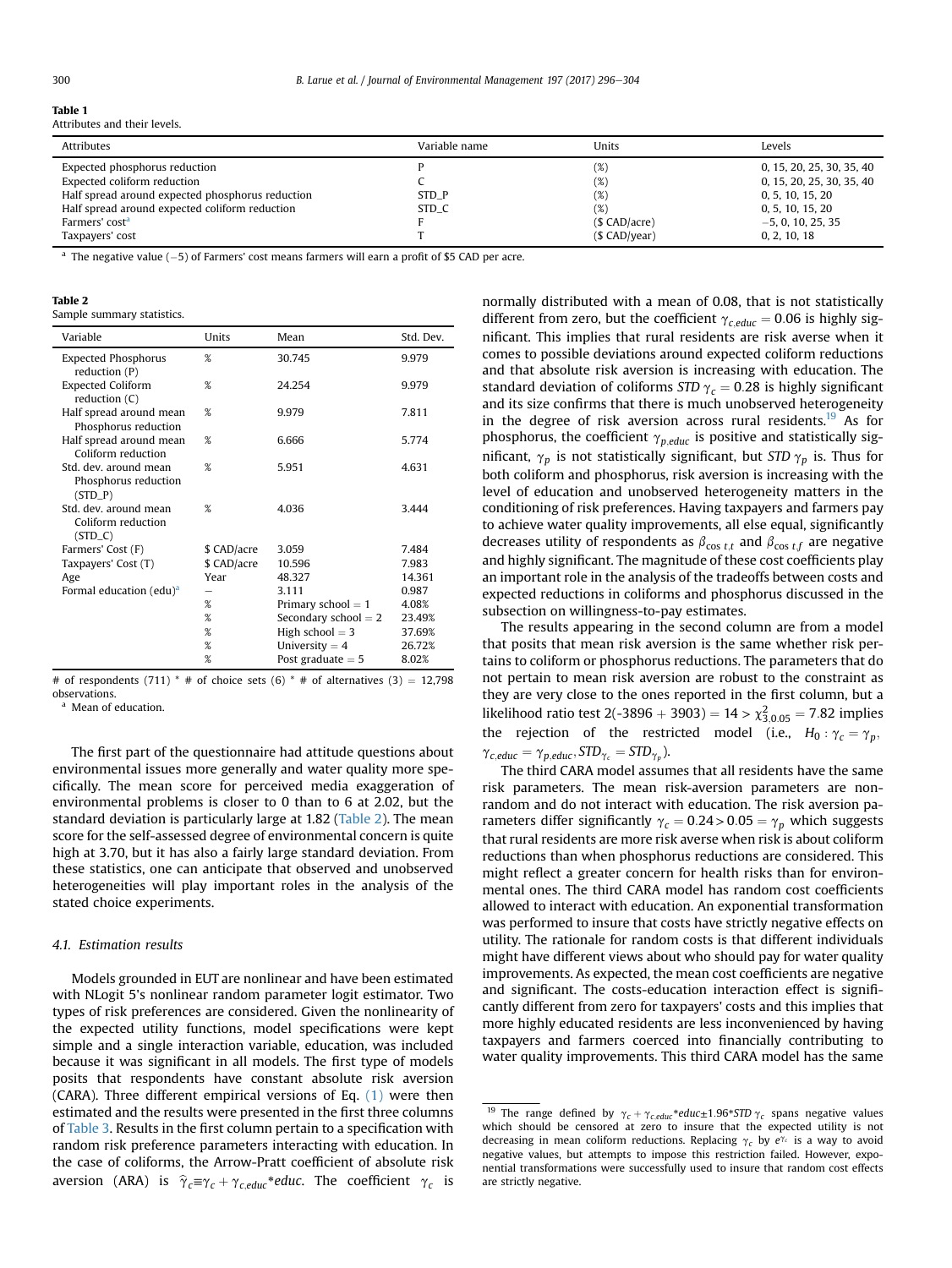**Table 1**
Attributes and their levels.

| Attributes | Variable name | Units | Levels |
|---|---|---|---|
| Expected phosphorus reduction | P | (%) | 0, 15, 20, 25, 30, 35, 40 |
| Expected coliform reduction | C | (%) | 0, 15, 20, 25, 30, 35, 40 |
| Half spread around expected phosphorus reduction | STD_P | (%) | 0, 5, 10, 15, 20 |
| Half spread around expected coliform reduction | STD_C | (%) | 0, 5, 10, 15, 20 |
| Farmers' cost[a] | F | ($ CAD/acre) | −5, 0, 10, 25, 35 |
| Taxpayers' cost | T | ($ CAD/year) | 0, 2, 10, 18 |

[a] The negative value (−5) of Farmers' cost means farmers will earn a profit of $5 CAD per acre.

**Table 2**
Sample summary statistics.

| Variable | Units | Mean | Std. Dev. |
|---|---|---|---|
| Expected Phosphorus reduction (P) | % | 30.745 | 9.979 |
| Expected Coliform reduction (C) | % | 24.254 | 9.979 |
| Half spread around mean Phosphorus reduction | % | 9.979 | 7.811 |
| Half spread around mean Coliform reduction | % | 6.666 | 5.774 |
| Std. dev. around mean Phosphorus reduction (STD_P) | % | 5.951 | 4.631 |
| Std. dev. around mean Coliform reduction (STD_C) | % | 4.036 | 3.444 |
| Farmers' Cost (F) | $ CAD/acre | 3.059 | 7.484 |
| Taxpayers' Cost (T) | $ CAD/acre | 10.596 | 7.983 |
| Age | Year | 48.327 | 14.361 |
| Formal education (edu)[a] | – | 3.111 | 0.987 |
| | % | Primary school = 1 | 4.08% |
| | % | Secondary school = 2 | 23.49% |
| | % | High school = 3 | 37.69% |
| | % | University = 4 | 26.72% |
| | % | Post graduate = 5 | 8.02% |

# of respondents (711) * # of choice sets (6) * # of alternatives (3) = 12,798 observations.

[a] Mean of education.

The first part of the questionnaire had attitude questions about environmental issues more generally and water quality more specifically. The mean score for perceived media exaggeration of environmental problems is closer to 0 than to 6 at 2.02, but the standard deviation is particularly large at 1.82 (Table 2). The mean score for the self-assessed degree of environmental concern is quite high at 3.70, but it has also a fairly large standard deviation. From these statistics, one can anticipate that observed and unobserved heterogeneities will play important roles in the analysis of the stated choice experiments.

### 4.1. Estimation results

Models grounded in EUT are nonlinear and have been estimated with NLogit 5's nonlinear random parameter logit estimator. Two types of risk preferences are considered. Given the nonlinearity of the expected utility functions, model specifications were kept simple and a single interaction variable, education, was included because it was significant in all models. The first type of models posits that respondents have constant absolute risk aversion (CARA). Three different empirical versions of Eq. (1) were then estimated and the results were presented in the first three columns of Table 3. Results in the first column pertain to a specification with random risk preference parameters interacting with education. In the case of coliforms, the Arrow-Pratt coefficient of absolute risk aversion (ARA) is $\widehat{\gamma}_c \equiv \gamma_c + \gamma_{c,educ} * educ$. The coefficient $\gamma_c$ is normally distributed with a mean of 0.08, that is not statistically different from zero, but the coefficient $\gamma_{c,educ} = 0.06$ is highly significant. This implies that rural residents are risk averse when it comes to possible deviations around expected coliform reductions and that absolute risk aversion is increasing with education. The standard deviation of coliforms $STD\ \gamma_c = 0.28$ is highly significant and its size confirms that there is much unobserved heterogeneity in the degree of risk aversion across rural residents.[19] As for phosphorus, the coefficient $\gamma_{p,educ}$ is positive and statistically significant, $\gamma_p$ is not statistically significant, but $STD\ \gamma_p$ is. Thus for both coliform and phosphorus, risk aversion is increasing with the level of education and unobserved heterogeneity matters in the conditioning of risk preferences. Having taxpayers and farmers pay to achieve water quality improvements, all else equal, significantly decreases utility of respondents as $\beta_{\cos t,t}$ and $\beta_{\cos t,f}$ are negative and highly significant. The magnitude of these cost coefficients play an important role in the analysis of the tradeoffs between costs and expected reductions in coliforms and phosphorus discussed in the subsection on willingness-to-pay estimates.

The results appearing in the second column are from a model that posits that mean risk aversion is the same whether risk pertains to coliform or phosphorus reductions. The parameters that do not pertain to mean risk aversion are robust to the constraint as they are very close to the ones reported in the first column, but a likelihood ratio test $2(-3896 + 3903) = 14 > \chi^2_{3,0.05} = 7.82$ implies the rejection of the restricted model (i.e., $H_0 : \gamma_c = \gamma_p$, $\gamma_{c,educ} = \gamma_{p,educ}, STD_{\gamma_c} = STD_{\gamma_p}$).

The third CARA model assumes that all residents have the same risk parameters. The mean risk-aversion parameters are nonrandom and do not interact with education. The risk aversion parameters differ significantly $\gamma_c = 0.24 > 0.05 = \gamma_p$ which suggests that rural residents are more risk averse when risk is about coliform reductions than when phosphorus reductions are considered. This might reflect a greater concern for health risks than for environmental ones. The third CARA model has random cost coefficients allowed to interact with education. An exponential transformation was performed to insure that costs have strictly negative effects on utility. The rationale for random costs is that different individuals might have different views about who should pay for water quality improvements. As expected, the mean cost coefficients are negative and significant. The costs-education interaction effect is significantly different from zero for taxpayers' costs and this implies that more highly educated residents are less inconvenienced by having taxpayers and farmers coerced into financially contributing to water quality improvements. This third CARA model has the same

[19] The range defined by $\gamma_c + \gamma_{c,educ} * educ \pm 1.96 * STD\ \gamma_c$ spans negative values which should be censored at zero to insure that the expected utility is not decreasing in mean coliform reductions. Replacing $\gamma_c$ by $e^{\gamma_c}$ is a way to avoid negative values, but attempts to impose this restriction failed. However, exponential transformations were successfully used to insure that random cost effects are strictly negative.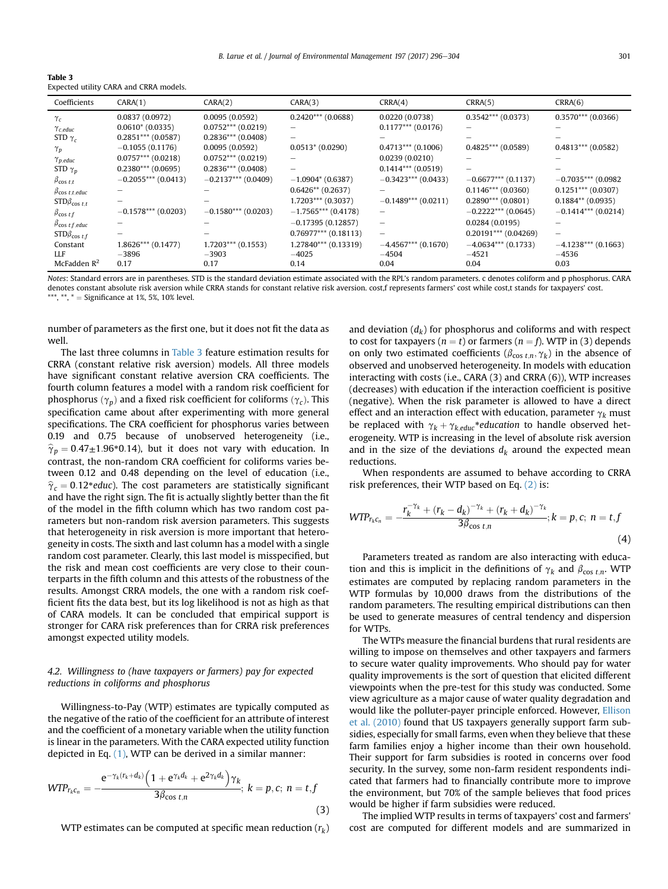**Table 3**
Expected utility CARA and CRRA models.

| Coefficients | CARA(1) | CARA(2) | CARA(3) | CRRA(4) | CRRA(5) | CRRA(6) |
|---|---|---|---|---|---|---|
| $\gamma_c$ | 0.0837 (0.0972) | 0.0095 (0.0592) | 0.2420*** (0.0688) | 0.0220 (0.0738) | 0.3542*** (0.0373) | 0.3570*** (0.0366) |
| $\gamma_{c.educ}$ | 0.0610* (0.0335) | 0.0752*** (0.0219) | – | 0.1177*** (0.0176) | – | – |
| STD $\gamma_c$ | 0.2851*** (0.0587) | 0.2836*** (0.0408) | – | – | – | – |
| $\gamma_p$ | −0.1055 (0.1176) | 0.0095 (0.0592) | 0.0513* (0.0290) | 0.4713*** (0.1006) | 0.4825*** (0.0589) | 0.4813*** (0.0582) |
| $\gamma_{p.educ}$ | 0.0757*** (0.0218) | 0.0752*** (0.0219) | – | 0.0239 (0.0210) | – | – |
| STD $\gamma_p$ | 0.2380*** (0.0695) | 0.2836*** (0.0408) | – | 0.1414*** (0.0519) | – | – |
| $\beta_{\cos\, t.t}$ | −0.2055*** (0.0413) | −0.2137*** (0.0409) | −1.0904* (0.6387) | −0.3423*** (0.0433) | −0.6677*** (0.1137) | −0.7035*** (0.0982 |
| $\beta_{\cos\, t.t.educ}$ | – | – | 0.6426** (0.2637) | – | 0.1146*** (0.0360) | 0.1251*** (0.0307) |
| STD$\beta_{\cos\, t.t}$ | – | – | 1.7203*** (0.3037) | −0.1489*** (0.0211) | 0.2890*** (0.0801) | 0.1884** (0.0935) |
| $\beta_{\cos\, t.f}$ | −0.1578*** (0.0203) | −0.1580*** (0.0203) | −1.7565*** (0.4178) | – | −0.2222*** (0.0645) | −0.1414*** (0.0214) |
| $\beta_{\cos\, t.f.educ}$ | – | – | −0.17395 (0.12857) | – | 0.0284 (0.0195) | – |
| STD$\beta_{\cos\, t.f}$ | – | – | 0.76977*** (0.18113) | – | 0.20191*** (0.04269) | – |
| Constant | 1.8626*** (0.1477) | 1.7203*** (0.1553) | 1.27840*** (0.13319) | −4.4567*** (0.1670) | −4.0634*** (0.1733) | −4.1238*** (0.1663) |
| LLF | −3896 | −3903 | −4025 | −4504 | −4521 | −4536 |
| McFadden $R^2$ | 0.17 | 0.17 | 0.14 | 0.04 | 0.04 | 0.03 |

*Notes*: Standard errors are in parentheses. STD is the standard deviation estimate associated with the RPL's random parameters. c denotes coliform and p phosphorus. CARA denotes constant absolute risk aversion while CRRA stands for constant relative risk aversion. cost,f represents farmers' cost while cost,t stands for taxpayers' cost.
***, **, * = Significance at 1%, 5%, 10% level.

number of parameters as the first one, but it does not fit the data as well.

The last three columns in Table 3 feature estimation results for CRRA (constant relative risk aversion) models. All three models have significant constant relative aversion CRA coefficients. The fourth column features a model with a random risk coefficient for phosphorus ($\gamma_p$) and a fixed risk coefficient for coliforms ($\gamma_c$). This specification came about after experimenting with more general specifications. The CRA coefficient for phosphorus varies between 0.19 and 0.75 because of unobserved heterogeneity (i.e., $\hat{\gamma}_p = 0.47 \pm 1.96{*}0.14$), but it does not vary with education. In contrast, the non-random CRA coefficient for coliforms varies between 0.12 and 0.48 depending on the level of education (i.e., $\hat{\gamma}_c = 0.12{*}educ$). The cost parameters are statistically significant and have the right sign. The fit is actually slightly better than the fit of the model in the fifth column which has two random cost parameters but non-random risk aversion parameters. This suggests that heterogeneity in risk aversion is more important that heterogeneity in costs. The sixth and last column has a model with a single random cost parameter. Clearly, this last model is misspecified, but the risk and mean cost coefficients are very close to their counterparts in the fifth column and this attests of the robustness of the results. Amongst CRRA models, the one with a random risk coefficient fits the data best, but its log likelihood is not as high as that of CARA models. It can be concluded that empirical support is stronger for CARA risk preferences than for CRRA risk preferences amongst expected utility models.

### 4.2. Willingness to (have taxpayers or farmers) pay for expected reductions in coliforms and phosphorus

Willingness-to-Pay (WTP) estimates are typically computed as the negative of the ratio of the coefficient for an attribute of interest and the coefficient of a monetary variable when the utility function is linear in the parameters. With the CARA expected utility function depicted in Eq. (1), WTP can be derived in a similar manner:

$$WTP_{r_k c_n} = -\frac{e^{-\gamma_k (r_k + d_k)}\left(1 + e^{\gamma_k d_k} + e^{2\gamma_k d_k}\right)\gamma_k}{3\beta_{\cos\, t.n}};\ k = p, c;\ n = t, f \tag{3}$$

WTP estimates can be computed at specific mean reduction ($r_k$) and deviation ($d_k$) for phosphorus and coliforms and with respect to cost for taxpayers ($n = t$) or farmers ($n = f$). WTP in (3) depends on only two estimated coefficients ($\beta_{\cos\, t.n}, \gamma_k$) in the absence of observed and unobserved heterogeneity. In models with education interacting with costs (i.e., CARA (3) and CRRA (6)), WTP increases (decreases) with education if the interaction coefficient is positive (negative). When the risk parameter is allowed to have a direct effect and an interaction effect with education, parameter $\gamma_k$ must be replaced with $\gamma_k + \gamma_{k.educ}{*}education$ to handle observed heterogeneity. WTP is increasing in the level of absolute risk aversion and in the size of the deviations $d_k$ around the expected mean reductions.

When respondents are assumed to behave according to CRRA risk preferences, their WTP based on Eq. (2) is:

$$WTP_{r_k c_n} = -\frac{r_k^{-\gamma_k} + (r_k - d_k)^{-\gamma_k} + (r_k + d_k)^{-\gamma_k}}{3\beta_{\cos\, t.n}};\ k = p, c;\ n = t, f \tag{4}$$

Parameters treated as random are also interacting with education and this is implicit in the definitions of $\gamma_k$ and $\beta_{\cos\, t.n}$. WTP estimates are computed by replacing random parameters in the WTP formulas by 10,000 draws from the distributions of the random parameters. The resulting empirical distributions can then be used to generate measures of central tendency and dispersion for WTPs.

The WTPs measure the financial burdens that rural residents are willing to impose on themselves and other taxpayers and farmers to secure water quality improvements. Who should pay for water quality improvements is the sort of question that elicited different viewpoints when the pre-test for this study was conducted. Some view agriculture as a major cause of water quality degradation and would like the polluter-payer principle enforced. However, Ellison et al. (2010) found that US taxpayers generally support farm subsidies, especially for small farms, even when they believe that these farm families enjoy a higher income than their own household. Their support for farm subsidies is rooted in concerns over food security. In the survey, some non-farm resident respondents indicated that farmers had to financially contribute more to improve the environment, but 70% of the sample believes that food prices would be higher if farm subsidies were reduced.

The implied WTP results in terms of taxpayers' cost and farmers' cost are computed for different models and are summarized in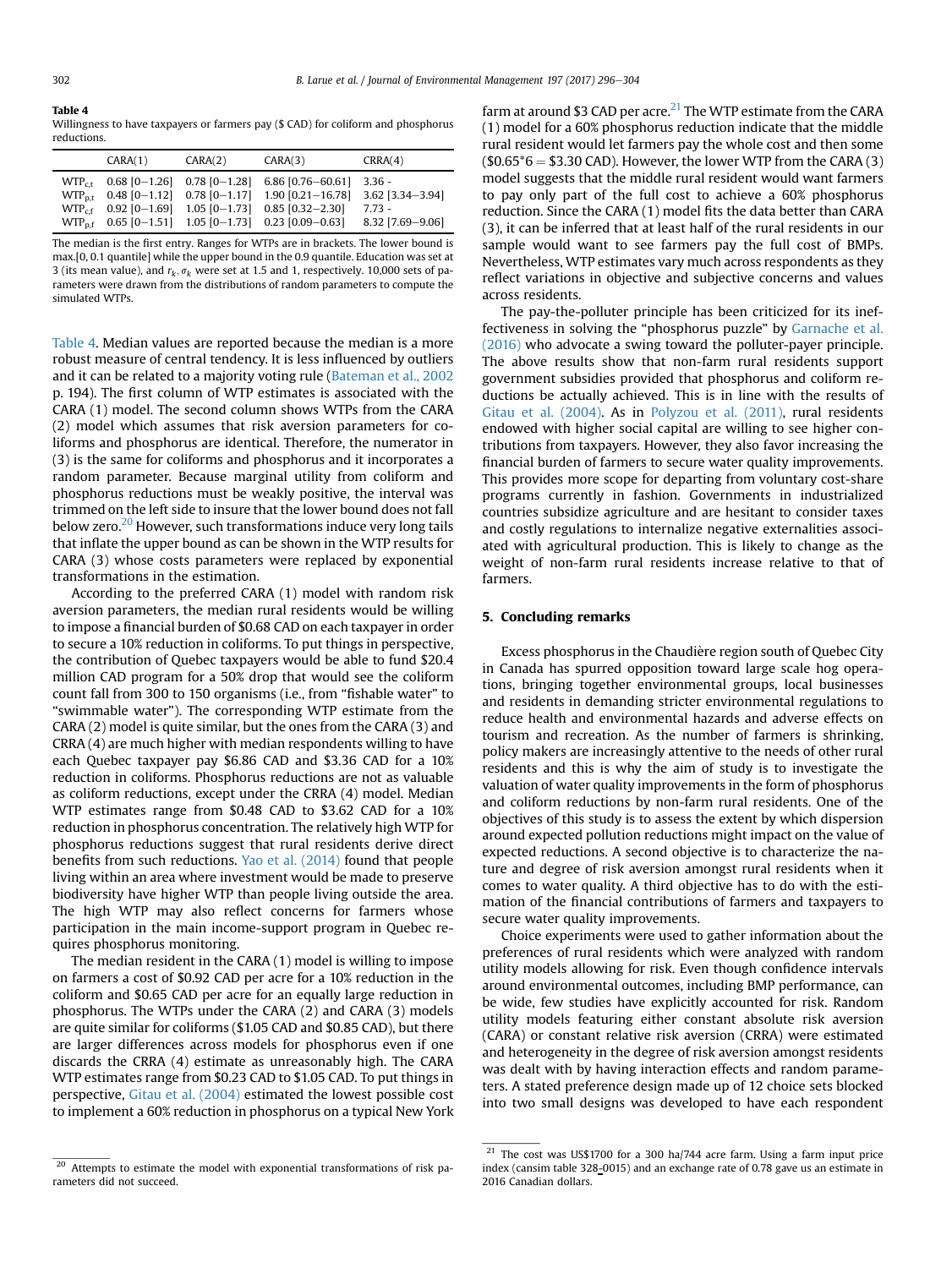**Table 4**
Willingness to have taxpayers or farmers pay ($ CAD) for coliform and phosphorus reductions.

| | CARA(1) | CARA(2) | CARA(3) | CRRA(4) |
|---|---|---|---|---|
| $WTP_{c,t}$ | 0.68 [0–1.26] | 0.78 [0–1.28] | 6.86 [0.76–60.61] | 3.36 - |
| $WTP_{p,t}$ | 0.48 [0–1.12] | 0.78 [0–1.17] | 1.90 [0.21–16.78] | 3.62 [3.34–3.94] |
| $WTP_{c,f}$ | 0.92 [0–1.69] | 1.05 [0–1.73] | 0.85 [0.32–2.30] | 7.73 - |
| $WTP_{p,f}$ | 0.65 [0–1.51] | 1.05 [0–1.73] | 0.23 [0.09–0.63] | 8.32 [7.69–9.06] |

The median is the first entry. Ranges for WTPs are in brackets. The lower bound is max.[0, 0.1 quantile] while the upper bound in the 0.9 quantile. Education was set at 3 (its mean value), and $r_k$, $\sigma_k$ were set at 1.5 and 1, respectively. 10,000 sets of parameters were drawn from the distributions of random parameters to compute the simulated WTPs.

Table 4. Median values are reported because the median is a more robust measure of central tendency. It is less influenced by outliers and it can be related to a majority voting rule (Bateman et al., 2002 p. 194). The first column of WTP estimates is associated with the CARA (1) model. The second column shows WTPs from the CARA (2) model which assumes that risk aversion parameters for coliforms and phosphorus are identical. Therefore, the numerator in (3) is the same for coliforms and phosphorus and it incorporates a random parameter. Because marginal utility from coliform and phosphorus reductions must be weakly positive, the interval was trimmed on the left side to insure that the lower bound does not fall below zero.[20] However, such transformations induce very long tails that inflate the upper bound as can be shown in the WTP results for CARA (3) whose costs parameters were replaced by exponential transformations in the estimation.

According to the preferred CARA (1) model with random risk aversion parameters, the median rural residents would be willing to impose a financial burden of $0.68 CAD on each taxpayer in order to secure a 10% reduction in coliforms. To put things in perspective, the contribution of Quebec taxpayers would be able to fund $20.4 million CAD program for a 50% drop that would see the coliform count fall from 300 to 150 organisms (i.e., from "fishable water" to "swimmable water"). The corresponding WTP estimate from the CARA (2) model is quite similar, but the ones from the CARA (3) and CRRA (4) are much higher with median respondents willing to have each Quebec taxpayer pay $6.86 CAD and $3.36 CAD for a 10% reduction in coliforms. Phosphorus reductions are not as valuable as coliform reductions, except under the CRRA (4) model. Median WTP estimates range from $0.48 CAD to $3.62 CAD for a 10% reduction in phosphorus concentration. The relatively high WTP for phosphorus reductions suggest that rural residents derive direct benefits from such reductions. Yao et al. (2014) found that people living within an area where investment would be made to preserve biodiversity have higher WTP than people living outside the area. The high WTP may also reflect concerns for farmers whose participation in the main income-support program in Quebec requires phosphorus monitoring.

The median resident in the CARA (1) model is willing to impose on farmers a cost of $0.92 CAD per acre for a 10% reduction in the coliform and $0.65 CAD per acre for an equally large reduction in phosphorus. The WTPs under the CARA (2) and CARA (3) models are quite similar for coliforms ($1.05 CAD and $0.85 CAD), but there are larger differences across models for phosphorus even if one discards the CRRA (4) estimate as unreasonably high. The CARA WTP estimates range from $0.23 CAD to $1.05 CAD. To put things in perspective, Gitau et al. (2004) estimated the lowest possible cost to implement a 60% reduction in phosphorus on a typical New York farm at around $3 CAD per acre.[21] The WTP estimate from the CARA (1) model for a 60% phosphorus reduction indicate that the middle rural resident would let farmers pay the whole cost and then some ($0.65*6 = $3.30 CAD). However, the lower WTP from the CARA (3) model suggests that the middle rural resident would want farmers to pay only part of the full cost to achieve a 60% phosphorus reduction. Since the CARA (1) model fits the data better than CARA (3), it can be inferred that at least half of the rural residents in our sample would want to see farmers pay the full cost of BMPs. Nevertheless, WTP estimates vary much across respondents as they reflect variations in objective and subjective concerns and values across residents.

The pay-the-polluter principle has been criticized for its ineffectiveness in solving the "phosphorus puzzle" by Garnache et al. (2016) who advocate a swing toward the polluter-payer principle. The above results show that non-farm rural residents support government subsidies provided that phosphorus and coliform reductions be actually achieved. This is in line with the results of Gitau et al. (2004). As in Polyzou et al. (2011), rural residents endowed with higher social capital are willing to see higher contributions from taxpayers. However, they also favor increasing the financial burden of farmers to secure water quality improvements. This provides more scope for departing from voluntary cost-share programs currently in fashion. Governments in industrialized countries subsidize agriculture and are hesitant to consider taxes and costly regulations to internalize negative externalities associated with agricultural production. This is likely to change as the weight of non-farm rural residents increase relative to that of farmers.

## 5. Concluding remarks

Excess phosphorus in the Chaudière region south of Quebec City in Canada has spurred opposition toward large scale hog operations, bringing together environmental groups, local businesses and residents in demanding stricter environmental regulations to reduce health and environmental hazards and adverse effects on tourism and recreation. As the number of farmers is shrinking, policy makers are increasingly attentive to the needs of other rural residents and this is why the aim of study is to investigate the valuation of water quality improvements in the form of phosphorus and coliform reductions by non-farm rural residents. One of the objectives of this study is to assess the extent by which dispersion around expected pollution reductions might impact on the value of expected reductions. A second objective is to characterize the nature and degree of risk aversion amongst rural residents when it comes to water quality. A third objective has to do with the estimation of the financial contributions of farmers and taxpayers to secure water quality improvements.

Choice experiments were used to gather information about the preferences of rural residents which were analyzed with random utility models allowing for risk. Even though confidence intervals around environmental outcomes, including BMP performance, can be wide, few studies have explicitly accounted for risk. Random utility models featuring either constant absolute risk aversion (CARA) or constant relative risk aversion (CRRA) were estimated and heterogeneity in the degree of risk aversion amongst residents was dealt with by having interaction effects and random parameters. A stated preference design made up of 12 choice sets blocked into two small designs was developed to have each respondent

[20] Attempts to estimate the model with exponential transformations of risk parameters did not succeed.

[21] The cost was US$1700 for a 300 ha/744 acre farm. Using a farm input price index (cansim table 328-0015) and an exchange rate of 0.78 gave us an estimate in 2016 Canadian dollars.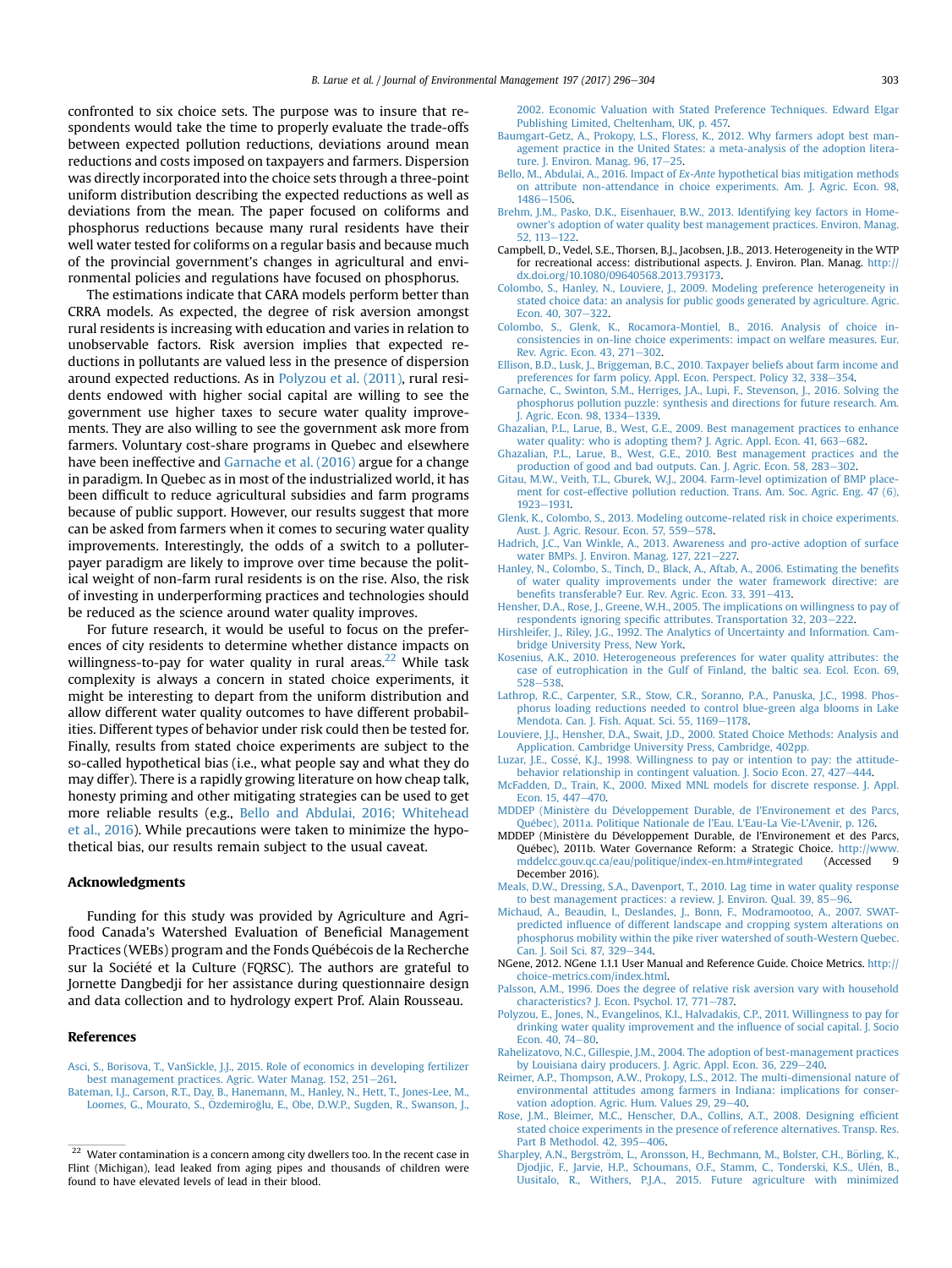confronted to six choice sets. The purpose was to insure that respondents would take the time to properly evaluate the trade-offs between expected pollution reductions, deviations around mean reductions and costs imposed on taxpayers and farmers. Dispersion was directly incorporated into the choice sets through a three-point uniform distribution describing the expected reductions as well as deviations from the mean. The paper focused on coliforms and phosphorus reductions because many rural residents have their well water tested for coliforms on a regular basis and because much of the provincial government's changes in agricultural and environmental policies and regulations have focused on phosphorus.

The estimations indicate that CARA models perform better than CRRA models. As expected, the degree of risk aversion amongst rural residents is increasing with education and varies in relation to unobservable factors. Risk aversion implies that expected reductions in pollutants are valued less in the presence of dispersion around expected reductions. As in Polyzou et al. (2011), rural residents endowed with higher social capital are willing to see the government use higher taxes to secure water quality improvements. They are also willing to see the government ask more from farmers. Voluntary cost-share programs in Quebec and elsewhere have been ineffective and Garnache et al. (2016) argue for a change in paradigm. In Quebec as in most of the industrialized world, it has been difficult to reduce agricultural subsidies and farm programs because of public support. However, our results suggest that more can be asked from farmers when it comes to securing water quality improvements. Interestingly, the odds of a switch to a polluter-payer paradigm are likely to improve over time because the political weight of non-farm rural residents is on the rise. Also, the risk of investing in underperforming practices and technologies should be reduced as the science around water quality improves.

For future research, it would be useful to focus on the preferences of city residents to determine whether distance impacts on willingness-to-pay for water quality in rural areas.[22] While task complexity is always a concern in stated choice experiments, it might be interesting to depart from the uniform distribution and allow different water quality outcomes to have different probabilities. Different types of behavior under risk could then be tested for. Finally, results from stated choice experiments are subject to the so-called hypothetical bias (i.e., what people say and what they do may differ). There is a rapidly growing literature on how cheap talk, honesty priming and other mitigating strategies can be used to get more reliable results (e.g., Bello and Abdulai, 2016; Whitehead et al., 2016). While precautions were taken to minimize the hypothetical bias, our results remain subject to the usual caveat.

## Acknowledgments

Funding for this study was provided by Agriculture and Agri-food Canada's Watershed Evaluation of Beneficial Management Practices (WEBs) program and the Fonds Québécois de la Recherche sur la Société et la Culture (FQRSC). The authors are grateful to Jornette Dangbedji for her assistance during questionnaire design and data collection and to hydrology expert Prof. Alain Rousseau.

## References

Asci, S., Borisova, T., VanSickle, J.J., 2015. Role of economics in developing fertilizer best management practices. Agric. Water Manag. 152, 251–261.

Bateman, I.J., Carson, R.T., Day, B., Hanemann, M., Hanley, N., Hett, T., Jones-Lee, M., Loomes, G., Mourato, S., Özdemiroğlu, E., Obe, D.W.P., Sugden, R., Swanson, J., 2002. Economic Valuation with Stated Preference Techniques. Edward Elgar Publishing Limited, Cheltenham, UK, p. 457.

Baumgart-Getz, A., Prokopy, L.S., Floress, K., 2012. Why farmers adopt best management practice in the United States: a meta-analysis of the adoption literature. J. Environ. Manag. 96, 17–25.

Bello, M., Abdulai, A., 2016. Impact of *Ex-Ante* hypothetical bias mitigation methods on attribute non-attendance in choice experiments. Am. J. Agric. Econ. 98, 1486–1506.

Brehm, J.M., Pasko, D.K., Eisenhauer, B.W., 2013. Identifying key factors in Homeowner's adoption of water quality best management practices. Environ. Manag. 52, 113–122.

Campbell, D., Vedel, S.E., Thorsen, B.J., Jacobsen, J.B., 2013. Heterogeneity in the WTP for recreational access: distributional aspects. J. Environ. Plan. Manag. http://dx.doi.org/10.1080/09640568.2013.793173.

Colombo, S., Hanley, N., Louviere, J., 2009. Modeling preference heterogeneity in stated choice data: an analysis for public goods generated by agriculture. Agric. Econ. 40, 307–322.

Colombo, S., Glenk, K., Rocamora-Montiel, B., 2016. Analysis of choice inconsistencies in on-line choice experiments: impact on welfare measures. Eur. Rev. Agric. Econ. 43, 271–302.

Ellison, B.D., Lusk, J., Briggeman, B.C., 2010. Taxpayer beliefs about farm income and preferences for farm policy. Appl. Econ. Perspect. Policy 32, 338–354.

Garnache, C., Swinton, S.M., Herriges, J.A., Lupi, F., Stevenson, J., 2016. Solving the phosphorus pollution puzzle: synthesis and directions for future research. Am. J. Agric. Econ. 98, 1334–1339.

Ghazalian, P.L., Larue, B., West, G.E., 2009. Best management practices to enhance water quality: who is adopting them? J. Agric. Appl. Econ. 41, 663–682.

Ghazalian, P.L., Larue, B., West, G.E., 2010. Best management practices and the production of good and bad outputs. Can. J. Agric. Econ. 58, 283–302.

Gitau, M.W., Veith, T.L., Gburek, W.J., 2004. Farm-level optimization of BMP placement for cost-effective pollution reduction. Trans. Am. Soc. Agric. Eng. 47 (6), 1923–1931.

Glenk, K., Colombo, S., 2013. Modeling outcome-related risk in choice experiments. Aust. J. Agric. Resour. Econ. 57, 559–578.

Hadrich, J.C., Van Winkle, A., 2013. Awareness and pro-active adoption of surface water BMPs. J. Environ. Manag. 127, 221–227.

Hanley, N., Colombo, S., Tinch, D., Black, A., Aftab, A., 2006. Estimating the benefits of water quality improvements under the water framework directive: are benefits transferable? Eur. Rev. Agric. Econ. 33, 391–413.

Hensher, D.A., Rose, J., Greene, W.H., 2005. The implications on willingness to pay of respondents ignoring specific attributes. Transportation 32, 203–222.

Hirshleifer, J., Riley, J.G., 1992. The Analytics of Uncertainty and Information. Cambridge University Press, New York.

Kosenius, A.K., 2010. Heterogeneous preferences for water quality attributes: the case of eutrophication in the Gulf of Finland, the baltic sea. Ecol. Econ. 69, 528–538.

Lathrop, R.C., Carpenter, S.R., Stow, C.R., Soranno, P.A., Panuska, J.C., 1998. Phosphorus loading reductions needed to control blue-green alga blooms in Lake Mendota. Can. J. Fish. Aquat. Sci. 55, 1169–1178.

Louviere, J.J., Hensher, D.A., Swait, J.D., 2000. Stated Choice Methods: Analysis and Application. Cambridge University Press, Cambridge, 402pp.

Luzar, J.E., Cossé, K.J., 1998. Willingness to pay or intention to pay: the attitude-behavior relationship in contingent valuation. J. Socio Econ. 27, 427–444.

McFadden, D., Train, K., 2000. Mixed MNL models for discrete response. J. Appl. Econ. 15, 447–470.

MDDEP (Ministère du Développement Durable, de l'Environement et des Parcs, Québec), 2011a. Politique Nationale de l'Eau. L'Eau-La Vie-L'Avenir, p. 126.

MDDEP (Ministère du Développement Durable, de l'Environement et des Parcs, Québec), 2011b. Water Governance Reform: a Strategic Choice. http://www.mddelcc.gouv.qc.ca/eau/politique/index-en.htm#integrated (Accessed 9 December 2016).

Meals, D.W., Dressing, S.A., Davenport, T., 2010. Lag time in water quality response to best management practices: a review. J. Environ. Qual. 39, 85–96.

Michaud, A., Beaudin, I., Deslandes, J., Bonn, F., Modramootoo, A., 2007. SWAT-predicted influence of different landscape and cropping system alterations on phosphorus mobility within the pike river watershed of south-Western Quebec. Can. J. Soil Sci. 87, 329–344.

NGene, 2012. NGene 1.1.1 User Manual and Reference Guide. Choice Metrics. http://choice-metrics.com/index.html.

Palsson, A.M., 1996. Does the degree of relative risk aversion vary with household characteristics? J. Econ. Psychol. 17, 771–787.

Polyzou, E., Jones, N., Evangelinos, K.I., Halvadakis, C.P., 2011. Willingness to pay for drinking water quality improvement and the influence of social capital. J. Socio Econ. 40, 74–80.

Rahelizatovo, N.C., Gillespie, J.M., 2004. The adoption of best-management practices by Louisiana dairy producers. J. Agric. Appl. Econ. 36, 229–240.

Reimer, A.P., Thompson, A.W., Prokopy, L.S., 2012. The multi-dimensional nature of environmental attitudes among farmers in Indiana: implications for conservation adoption. Agric. Hum. Values 29, 29–40.

Rose, J.M., Bleimer, M.C., Henscher, D.A., Collins, A.T., 2008. Designing efficient stated choice experiments in the presence of reference alternatives. Transp. Res. Part B Methodol. 42, 395–406.

Sharpley, A.N., Bergström, L., Aronsson, H., Bechmann, M., Bolster, C.H., Börling, K., Djodjic, F., Jarvie, H.P., Schoumans, O.F., Stamm, C., Tonderski, K.S., Ulén, B., Uusitalo, R., Withers, P.J.A., 2015. Future agriculture with minimized

[22] Water contamination is a concern among city dwellers too. In the recent case in Flint (Michigan), lead leaked from aging pipes and thousands of children were found to have elevated levels of lead in their blood.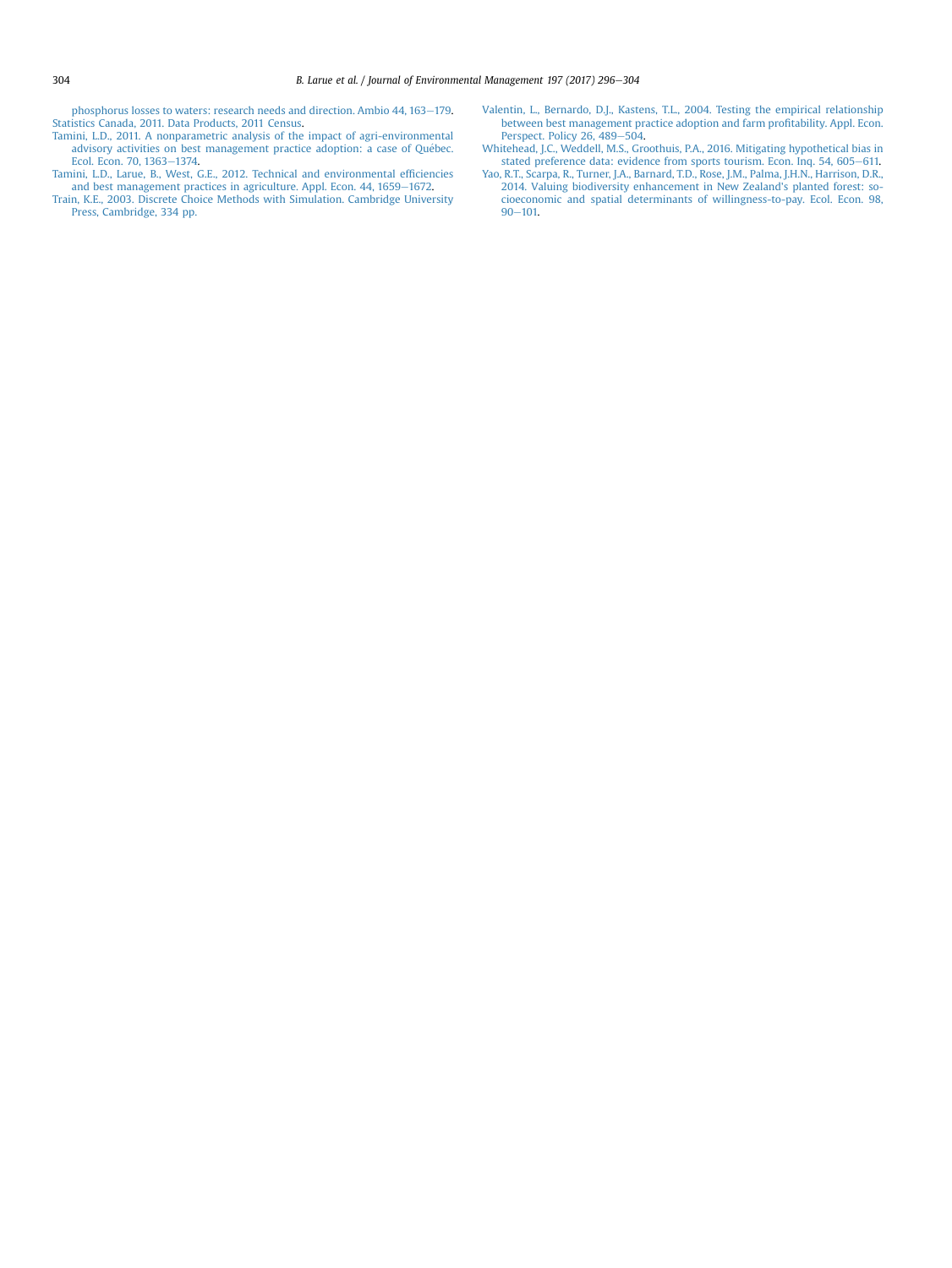phosphorus losses to waters: research needs and direction. Ambio 44, 163–179.

Statistics Canada, 2011. Data Products, 2011 Census.

Tamini, L.D., 2011. A nonparametric analysis of the impact of agri-environmental advisory activities on best management practice adoption: a case of Québec. Ecol. Econ. 70, 1363–1374.

Tamini, L.D., Larue, B., West, G.E., 2012. Technical and environmental efficiencies and best management practices in agriculture. Appl. Econ. 44, 1659–1672.

Train, K.E., 2003. Discrete Choice Methods with Simulation. Cambridge University Press, Cambridge, 334 pp.

Valentin, L., Bernardo, D.J., Kastens, T.L., 2004. Testing the empirical relationship between best management practice adoption and farm profitability. Appl. Econ. Perspect. Policy 26, 489–504.

Whitehead, J.C., Weddell, M.S., Groothuis, P.A., 2016. Mitigating hypothetical bias in stated preference data: evidence from sports tourism. Econ. Inq. 54, 605–611.

Yao, R.T., Scarpa, R., Turner, J.A., Barnard, T.D., Rose, J.M., Palma, J.H.N., Harrison, D.R., 2014. Valuing biodiversity enhancement in New Zealand's planted forest: socioeconomic and spatial determinants of willingness-to-pay. Ecol. Econ. 98, 90–101.